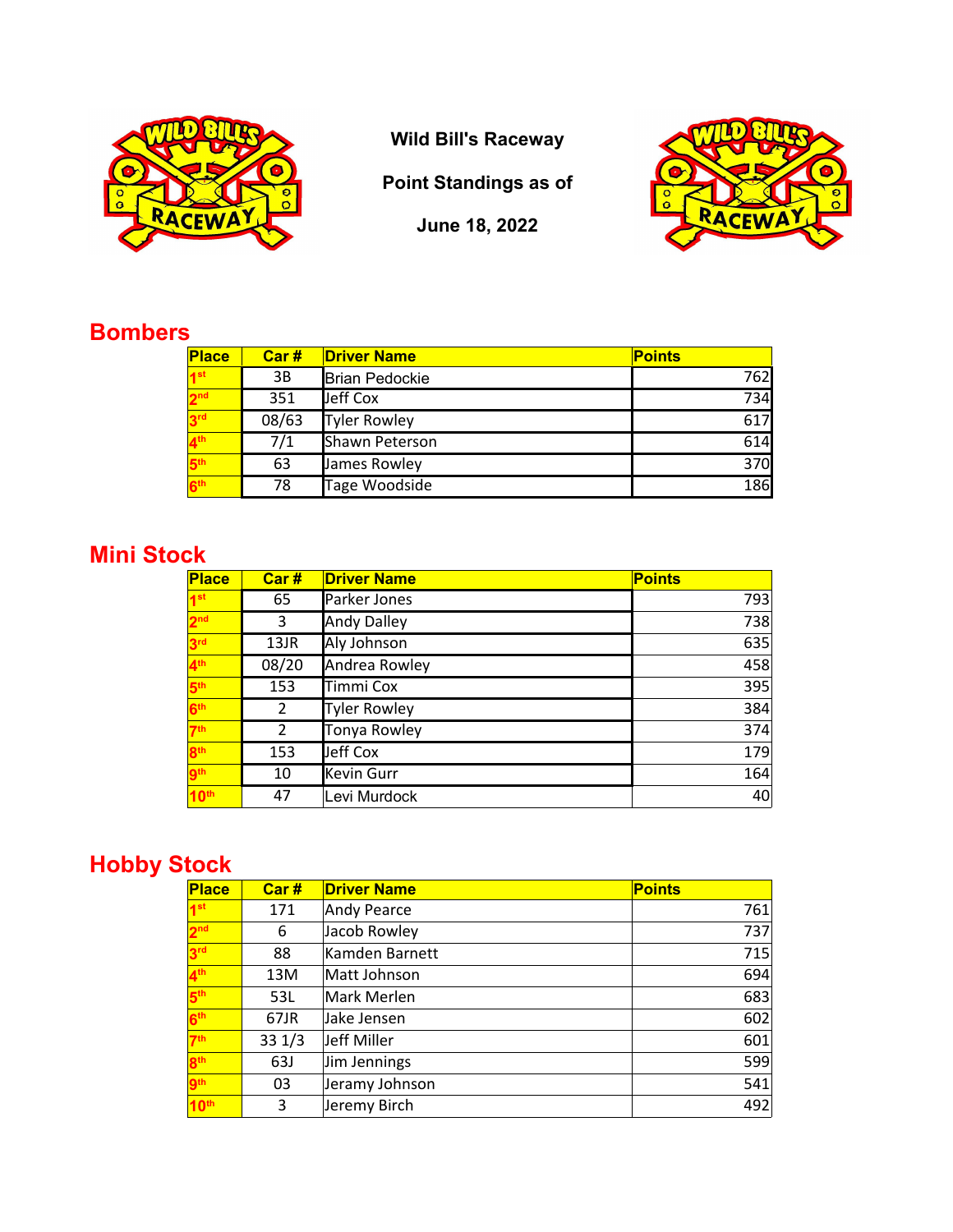**Wild Bill's Raceway**

**Point Standings as of**

**June 18, 2022**

## Bombers

| Place | Car # | Driver Name | Points |
|---|---|---|---|
| 1st | 3B | Brian Pedockie | 762 |
| 2nd | 351 | Jeff Cox | 734 |
| 3rd | 08/63 | Tyler Rowley | 617 |
| 4th | 7/1 | Shawn Peterson | 614 |
| 5th | 63 | James Rowley | 370 |
| 6th | 78 | Tage Woodside | 186 |

## Mini Stock

| Place | Car # | Driver Name | Points |
|---|---|---|---|
| 1st | 65 | Parker Jones | 793 |
| 2nd | 3 | Andy Dalley | 738 |
| 3rd | 13JR | Aly Johnson | 635 |
| 4th | 08/20 | Andrea Rowley | 458 |
| 5th | 153 | Timmi Cox | 395 |
| 6th | 2 | Tyler Rowley | 384 |
| 7th | 2 | Tonya Rowley | 374 |
| 8th | 153 | Jeff Cox | 179 |
| 9th | 10 | Kevin Gurr | 164 |
| 10th | 47 | Levi Murdock | 40 |

## Hobby Stock

| Place | Car # | Driver Name | Points |
|---|---|---|---|
| 1st | 171 | Andy Pearce | 761 |
| 2nd | 6 | Jacob Rowley | 737 |
| 3rd | 88 | Kamden Barnett | 715 |
| 4th | 13M | Matt Johnson | 694 |
| 5th | 53L | Mark Merlen | 683 |
| 6th | 67JR | Jake Jensen | 602 |
| 7th | 33 1/3 | Jeff Miller | 601 |
| 8th | 63J | Jim Jennings | 599 |
| 9th | 03 | Jeramy Johnson | 541 |
| 10th | 3 | Jeremy Birch | 492 |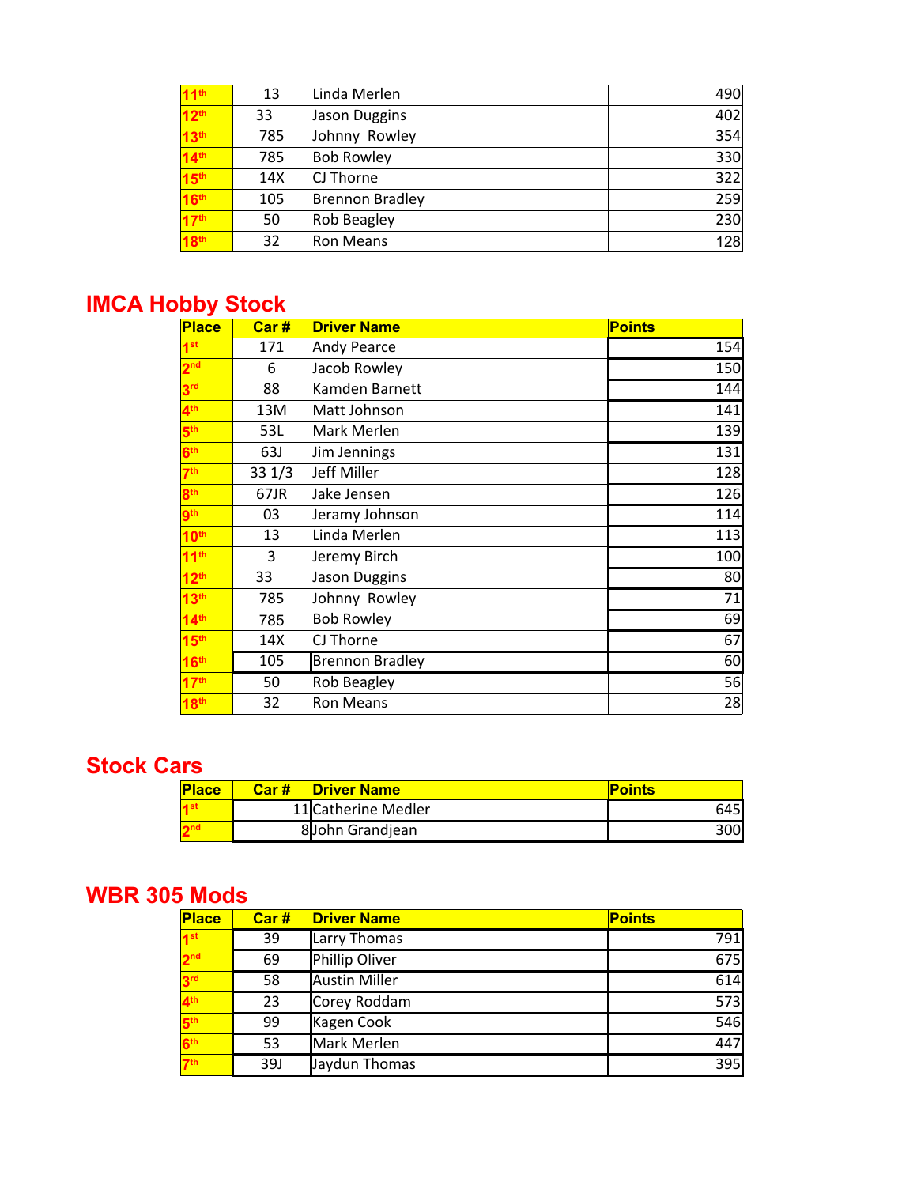| | | | |
|---|---|---|---|
| 11th | 13 | Linda Merlen | 490 |
| 12th | 33 | Jason Duggins | 402 |
| 13th | 785 | Johnny Rowley | 354 |
| 14th | 785 | Bob Rowley | 330 |
| 15th | 14X | CJ Thorne | 322 |
| 16th | 105 | Brennon Bradley | 259 |
| 17th | 50 | Rob Beagley | 230 |
| 18th | 32 | Ron Means | 128 |

## IMCA Hobby Stock

| Place | Car # | Driver Name | Points |
|---|---|---|---|
| 1st | 171 | Andy Pearce | 154 |
| 2nd | 6 | Jacob Rowley | 150 |
| 3rd | 88 | Kamden Barnett | 144 |
| 4th | 13M | Matt Johnson | 141 |
| 5th | 53L | Mark Merlen | 139 |
| 6th | 63J | Jim Jennings | 131 |
| 7th | 33 1/3 | Jeff Miller | 128 |
| 8th | 67JR | Jake Jensen | 126 |
| 9th | 03 | Jeramy Johnson | 114 |
| 10th | 13 | Linda Merlen | 113 |
| 11th | 3 | Jeremy Birch | 100 |
| 12th | 33 | Jason Duggins | 80 |
| 13th | 785 | Johnny Rowley | 71 |
| 14th | 785 | Bob Rowley | 69 |
| 15th | 14X | CJ Thorne | 67 |
| 16th | 105 | Brennon Bradley | 60 |
| 17th | 50 | Rob Beagley | 56 |
| 18th | 32 | Ron Means | 28 |

## Stock Cars

| Place | Car # | Driver Name | Points |
|---|---|---|---|
| 1st | 11 | Catherine Medler | 645 |
| 2nd | 8 | John Grandjean | 300 |

## WBR 305 Mods

| Place | Car # | Driver Name | Points |
|---|---|---|---|
| 1st | 39 | Larry Thomas | 791 |
| 2nd | 69 | Phillip Oliver | 675 |
| 3rd | 58 | Austin Miller | 614 |
| 4th | 23 | Corey Roddam | 573 |
| 5th | 99 | Kagen Cook | 546 |
| 6th | 53 | Mark Merlen | 447 |
| 7th | 39J | Jaydun Thomas | 395 |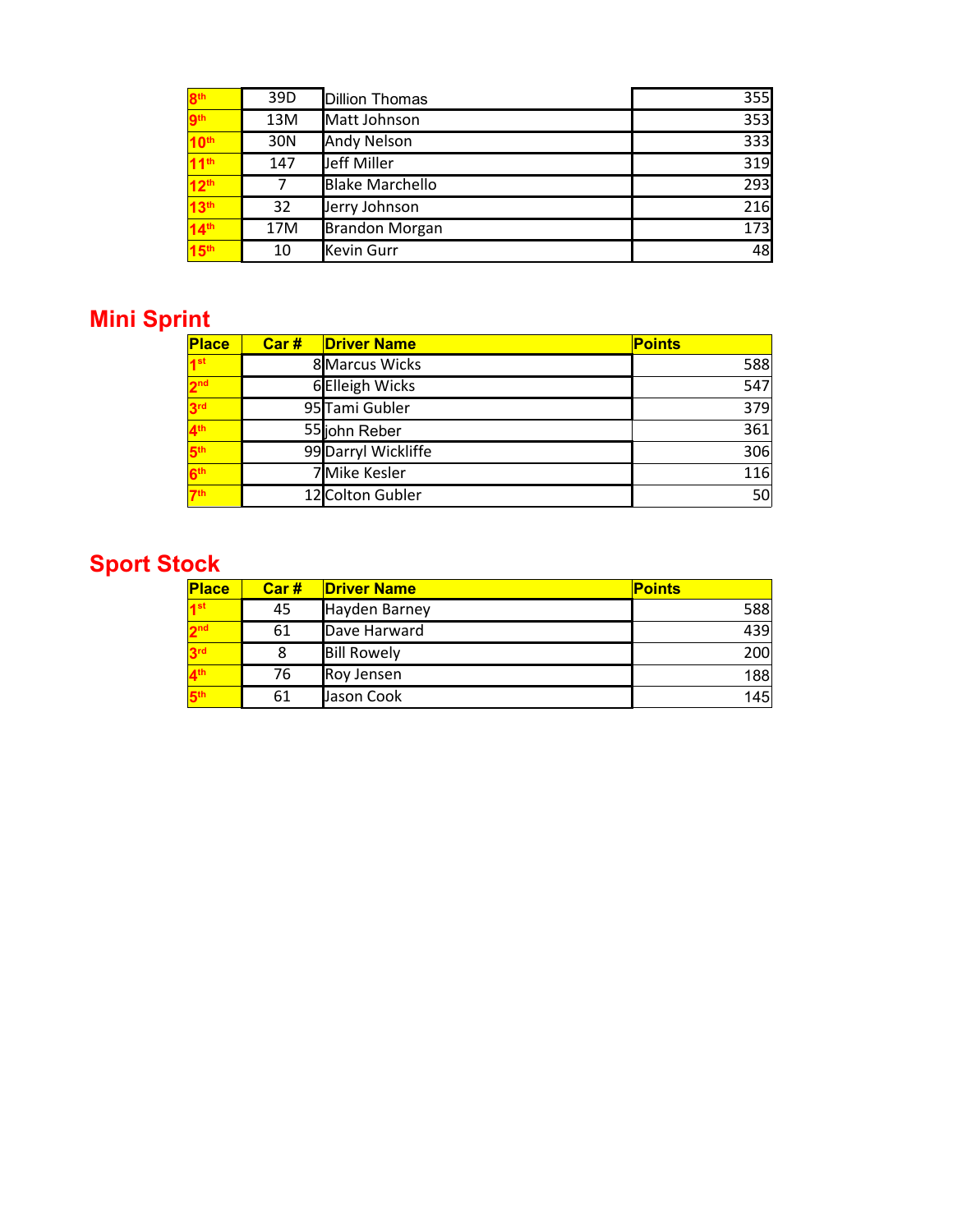| | | | |
|---|---|---|---|
| 8th | 39D | Dillion Thomas | 355 |
| 9th | 13M | Matt Johnson | 353 |
| 10th | 30N | Andy Nelson | 333 |
| 11th | 147 | Jeff Miller | 319 |
| 12th | 7 | Blake Marchello | 293 |
| 13th | 32 | Jerry Johnson | 216 |
| 14th | 17M | Brandon Morgan | 173 |
| 15th | 10 | Kevin Gurr | 48 |

## Mini Sprint

| Place | Car # | Driver Name | Points |
|---|---|---|---|
| 1st | 8 | Marcus Wicks | 588 |
| 2nd | 6 | Elleigh Wicks | 547 |
| 3rd | 95 | Tami Gubler | 379 |
| 4th | 55 | john Reber | 361 |
| 5th | 99 | Darryl Wickliffe | 306 |
| 6th | 7 | Mike Kesler | 116 |
| 7th | 12 | Colton Gubler | 50 |

## Sport Stock

| Place | Car # | Driver Name | Points |
|---|---|---|---|
| 1st | 45 | Hayden Barney | 588 |
| 2nd | 61 | Dave Harward | 439 |
| 3rd | 8 | Bill Rowely | 200 |
| 4th | 76 | Roy Jensen | 188 |
| 5th | 61 | Jason Cook | 145 |